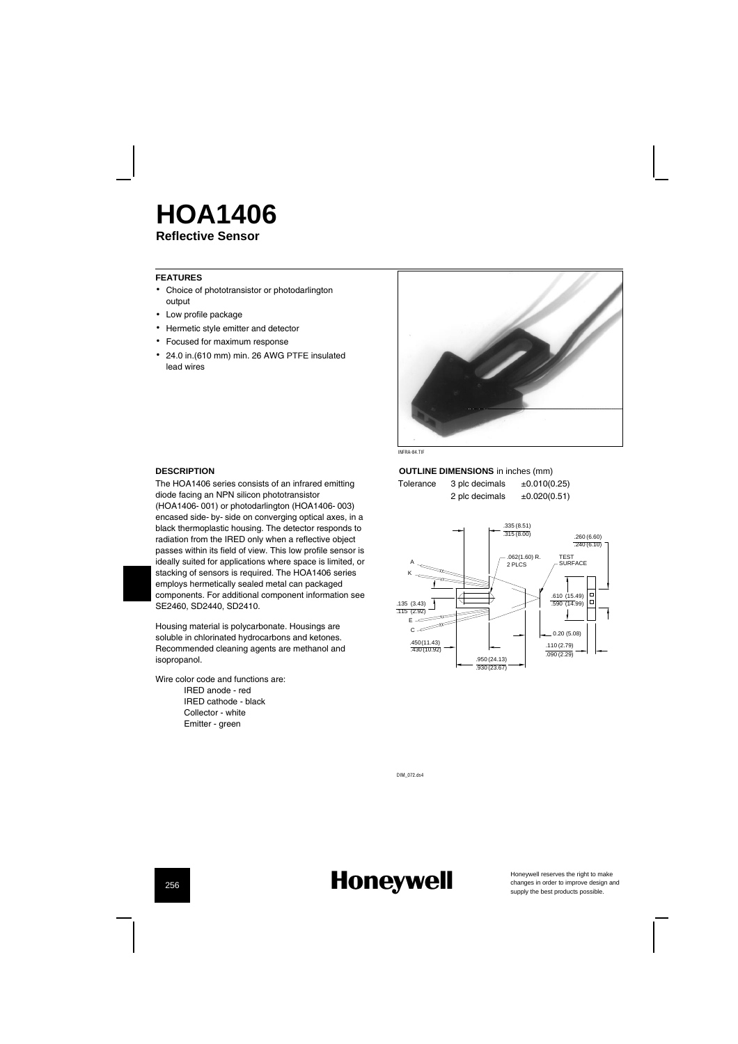# HOA1406

**Reflective Sensor**

### FEATURES

- Choice of phototransistor or photodarlington output
- Low profile package
- Hermetic style emitter and detector
- Focused for maximum response
- 24.0 in.(610 mm) min. 26 AWG PTFE insulated lead wires

INFRA-84.TIF

### DESCRIPTION

The HOA1406 series consists of an infrared emitting diode facing an NPN silicon phototransistor (HOA1406- 001) or photodarlington (HOA1406- 003) encased side- by- side on converging optical axes, in a black thermoplastic housing. The detector responds to radiation from the IRED only when a reflective object passes within its field of view. This low profile sensor is ideally suited for applications where space is limited, or stacking of sensors is required. The HOA1406 series employs hermetically sealed metal can packaged components. For additional component information see SE2460, SD2440, SD2410.

Housing material is polycarbonate. Housings are soluble in chlorinated hydrocarbons and ketones. Recommended cleaning agents are methanol and isopropanol.

Wire color code and functions are:

IRED anode - red
IRED cathode - black
Collector - white
Emitter - green

### OUTLINE DIMENSIONS in inches (mm)

| Tolerance | 3 plc decimals | ±0.010(0.25) |
|---|---|---|
| | 2 plc decimals | ±0.020(0.51) |

DIM_072.ds4

Honeywell reserves the right to make changes in order to improve design and supply the best products possible.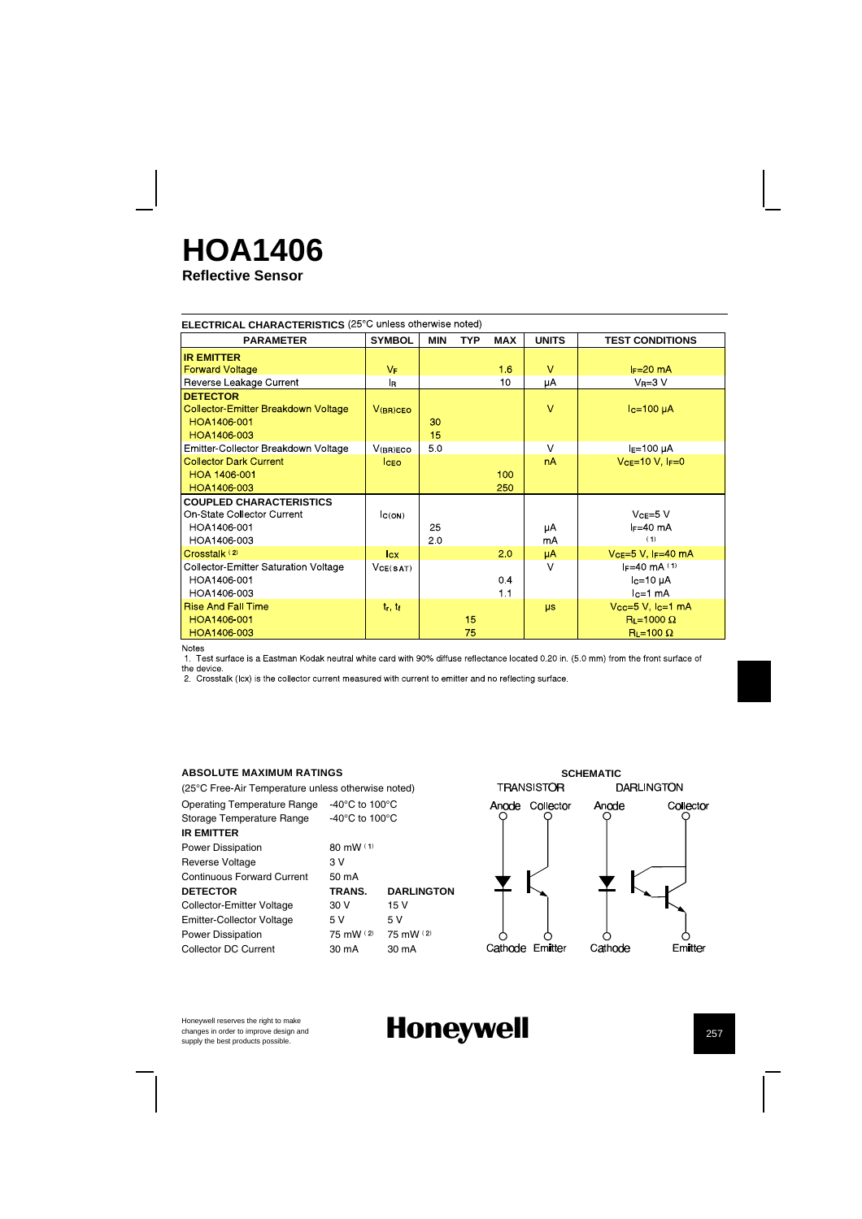# HOA1406

**Reflective Sensor**

**ELECTRICAL CHARACTERISTICS** (25°C unless otherwise noted)

| PARAMETER | SYMBOL | MIN | TYP | MAX | UNITS | TEST CONDITIONS |
|---|---|---|---|---|---|---|
| **IR EMITTER** | | | | | | |
| Forward Voltage | $V_F$ | | | 1.6 | V | $I_F$=20 mA |
| Reverse Leakage Current | $I_R$ | | | 10 | µA | $V_R$=3 V |
| **DETECTOR** | | | | | | |
| Collector-Emitter Breakdown Voltage | $V_{(BR)CEO}$ | | | | V | $I_C$=100 µA |
| HOA1406-001 | | 30 | | | | |
| HOA1406-003 | | 15 | | | | |
| Emitter-Collector Breakdown Voltage | $V_{(BR)ECO}$ | 5.0 | | | V | $I_E$=100 µA |
| Collector Dark Current | $I_{CEO}$ | | | | nA | $V_{CE}$=10 V, $I_F$=0 |
| HOA 1406-001 | | | | 100 | | |
| HOA1406-003 | | | | 250 | | |
| **COUPLED CHARACTERISTICS** | | | | | | |
| On-State Collector Current | $I_{C(ON)}$ | | | | | $V_{CE}$=5 V |
| HOA1406-001 | | 25 | | | µA | $I_F$=40 mA |
| HOA1406-003 | | 2.0 | | | mA | (1) |
| Crosstalk (2) | $I_{CX}$ | | | 2.0 | µA | $V_{CE}$=5 V, $I_F$=40 mA |
| Collector-Emitter Saturation Voltage | $V_{CE(SAT)}$ | | | | V | $I_F$=40 mA (1) |
| HOA1406-001 | | | | 0.4 | | $I_C$=10 µA |
| HOA1406-003 | | | | 1.1 | | $I_C$=1 mA |
| Rise And Fall Time | $t_r$, $t_f$ | | | | µs | $V_{CC}$=5 V, $I_C$=1 mA |
| HOA1406-001 | | | 15 | | | $R_L$=1000 Ω |
| HOA1406-003 | | | 75 | | | $R_L$=100 Ω |

Notes

1. Test surface is a Eastman Kodak neutral white card with 90% diffuse reflectance located 0.20 in. (5.0 mm) from the front surface of the device.
2. Crosstalk ($I_{CX}$) is the collector current measured with current to emitter and no reflecting surface.

**ABSOLUTE MAXIMUM RATINGS**

(25°C Free-Air Temperature unless otherwise noted)

| | | |
|---|---|---|
| Operating Temperature Range | -40°C to 100°C | |
| Storage Temperature Range | -40°C to 100°C | |
| **IR EMITTER** | | |
| Power Dissipation | 80 mW (1) | |
| Reverse Voltage | 3 V | |
| Continuous Forward Current | 50 mA | |
| **DETECTOR** | **TRANS.** | **DARLINGTON** |
| Collector-Emitter Voltage | 30 V | 15 V |
| Emitter-Collector Voltage | 5 V | 5 V |
| Power Dissipation | 75 mW (2) | 75 mW (2) |
| Collector DC Current | 30 mA | 30 mA |

**SCHEMATIC**

TRANSISTOR: Anode, Collector, Cathode, Emitter

DARLINGTON: Anode, Collector, Cathode, Emitter

Honeywell reserves the right to make changes in order to improve design and supply the best products possible.

**Honeywell**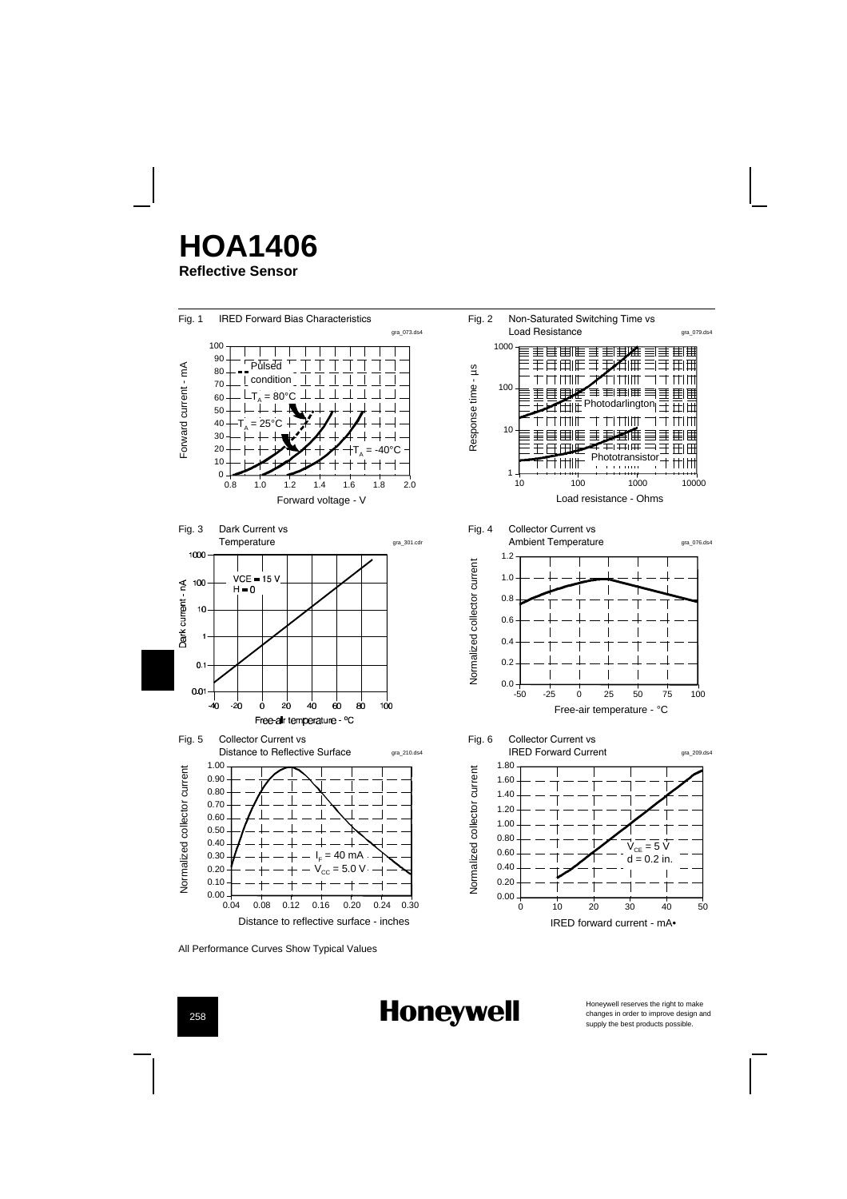// HOA1406

**Reflective Sensor**

Fig. 1 IRED Forward Bias Characteristics

Fig. 2 Non-Saturated Switching Time vs Load Resistance

Fig. 3 Dark Current vs Temperature

Fig. 4 Collector Current vs Ambient Temperature

Fig. 5 Collector Current vs Distance to Reflective Surface

Fig. 6 Collector Current vs IRED Forward Current

All Performance Curves Show Typical Values

**Honeywell**

Honeywell reserves the right to make changes in order to improve design and supply the best products possible.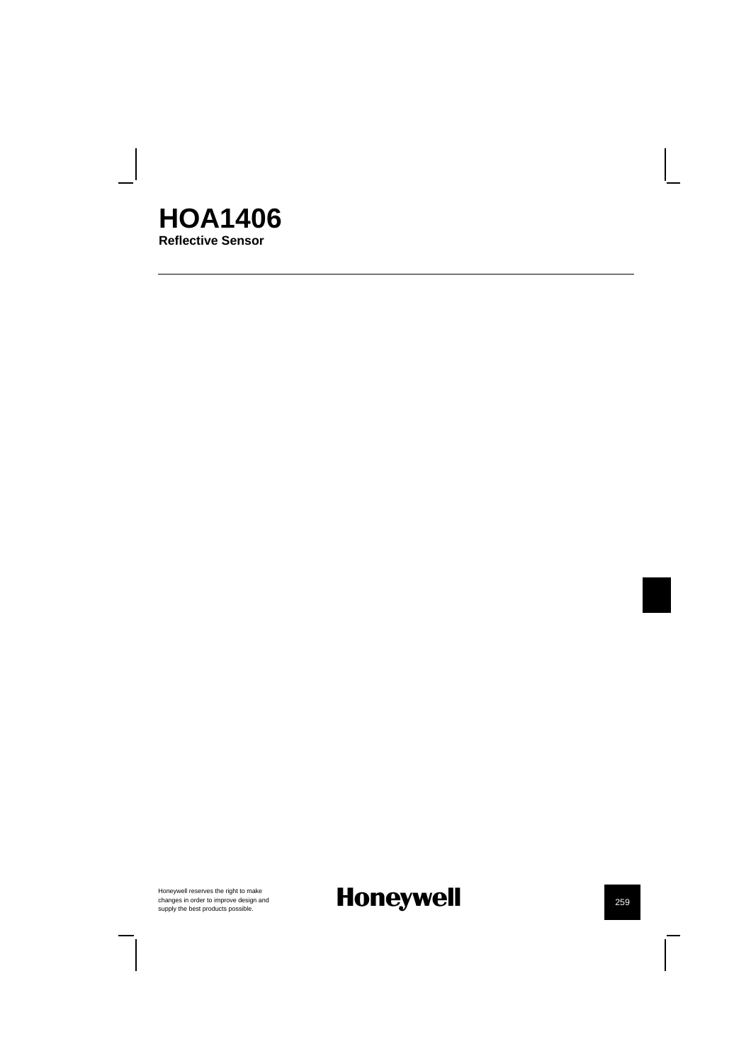# HOA1406

**Reflective Sensor**

Honeywell reserves the right to make changes in order to improve design and supply the best products possible.

**Honeywell**